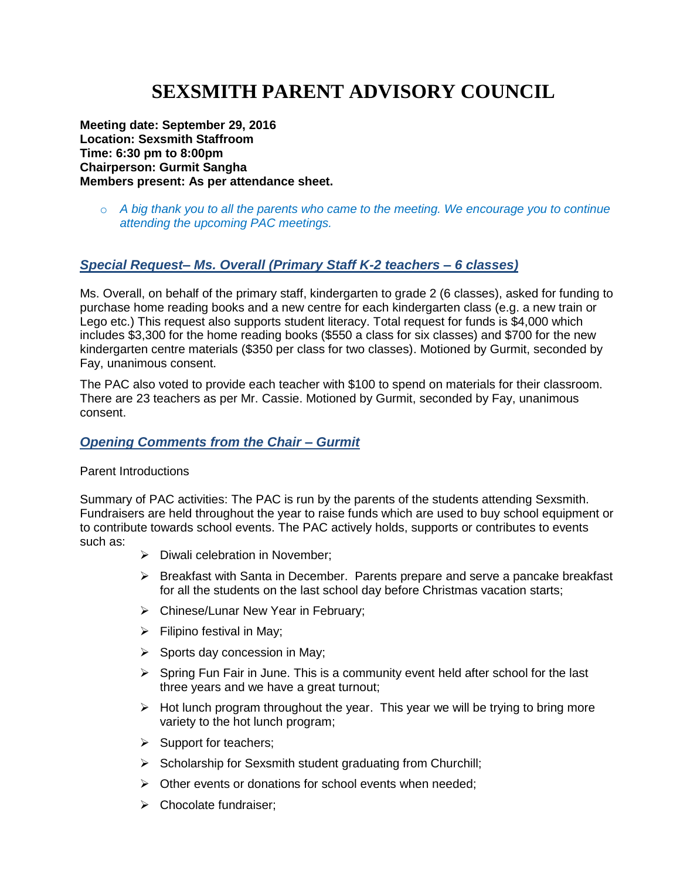# SEXSMITH PARENT ADVISORY COUNCIL

**Meeting date: September 29, 2016**
**Location: Sexsmith Staffroom**
**Time: 6:30 pm to 8:00pm**
**Chairperson: Gurmit Sangha**
**Members present: As per attendance sheet.**

- *A big thank you to all the parents who came to the meeting. We encourage you to continue attending the upcoming PAC meetings.*

## *Special Request– Ms. Overall (Primary Staff K-2 teachers – 6 classes)*

Ms. Overall, on behalf of the primary staff, kindergarten to grade 2 (6 classes), asked for funding to purchase home reading books and a new centre for each kindergarten class (e.g. a new train or Lego etc.) This request also supports student literacy. Total request for funds is $4,000 which includes $3,300 for the home reading books ($550 a class for six classes) and $700 for the new kindergarten centre materials ($350 per class for two classes). Motioned by Gurmit, seconded by Fay, unanimous consent.

The PAC also voted to provide each teacher with $100 to spend on materials for their classroom. There are 23 teachers as per Mr. Cassie. Motioned by Gurmit, seconded by Fay, unanimous consent.

## *Opening Comments from the Chair – Gurmit*

Parent Introductions

Summary of PAC activities: The PAC is run by the parents of the students attending Sexsmith. Fundraisers are held throughout the year to raise funds which are used to buy school equipment or to contribute towards school events. The PAC actively holds, supports or contributes to events such as:

- Diwali celebration in November;
- Breakfast with Santa in December. Parents prepare and serve a pancake breakfast for all the students on the last school day before Christmas vacation starts;
- Chinese/Lunar New Year in February;
- Filipino festival in May;
- Sports day concession in May;
- Spring Fun Fair in June. This is a community event held after school for the last three years and we have a great turnout;
- Hot lunch program throughout the year. This year we will be trying to bring more variety to the hot lunch program;
- Support for teachers;
- Scholarship for Sexsmith student graduating from Churchill;
- Other events or donations for school events when needed;
- Chocolate fundraiser;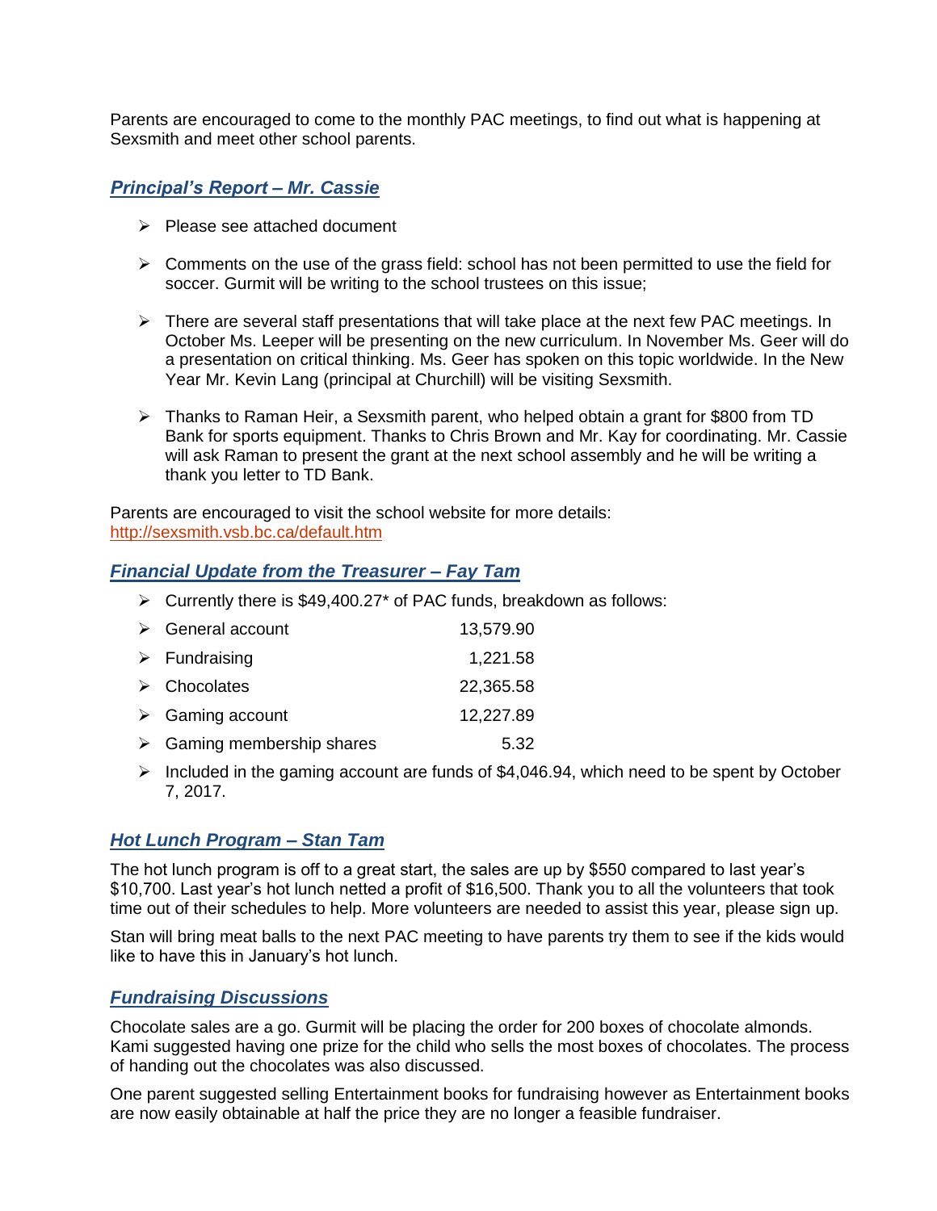Parents are encouraged to come to the monthly PAC meetings, to find out what is happening at Sexsmith and meet other school parents.

## ***Principal's Report – Mr. Cassie***

- Please see attached document
- Comments on the use of the grass field: school has not been permitted to use the field for soccer. Gurmit will be writing to the school trustees on this issue;
- There are several staff presentations that will take place at the next few PAC meetings. In October Ms. Leeper will be presenting on the new curriculum. In November Ms. Geer will do a presentation on critical thinking. Ms. Geer has spoken on this topic worldwide. In the New Year Mr. Kevin Lang (principal at Churchill) will be visiting Sexsmith.
- Thanks to Raman Heir, a Sexsmith parent, who helped obtain a grant for $800 from TD Bank for sports equipment. Thanks to Chris Brown and Mr. Kay for coordinating. Mr. Cassie will ask Raman to present the grant at the next school assembly and he will be writing a thank you letter to TD Bank.

Parents are encouraged to visit the school website for more details: http://sexsmith.vsb.bc.ca/default.htm

## ***Financial Update from the Treasurer – Fay Tam***

- Currently there is $49,400.27* of PAC funds, breakdown as follows:
- General account 13,579.90
- Fundraising 1,221.58
- Chocolates 22,365.58
- Gaming account 12,227.89
- Gaming membership shares 5.32
- Included in the gaming account are funds of $4,046.94, which need to be spent by October 7, 2017.

## ***Hot Lunch Program – Stan Tam***

The hot lunch program is off to a great start, the sales are up by $550 compared to last year's $10,700. Last year's hot lunch netted a profit of $16,500. Thank you to all the volunteers that took time out of their schedules to help. More volunteers are needed to assist this year, please sign up.

Stan will bring meat balls to the next PAC meeting to have parents try them to see if the kids would like to have this in January's hot lunch.

## ***Fundraising Discussions***

Chocolate sales are a go. Gurmit will be placing the order for 200 boxes of chocolate almonds. Kami suggested having one prize for the child who sells the most boxes of chocolates. The process of handing out the chocolates was also discussed.

One parent suggested selling Entertainment books for fundraising however as Entertainment books are now easily obtainable at half the price they are no longer a feasible fundraiser.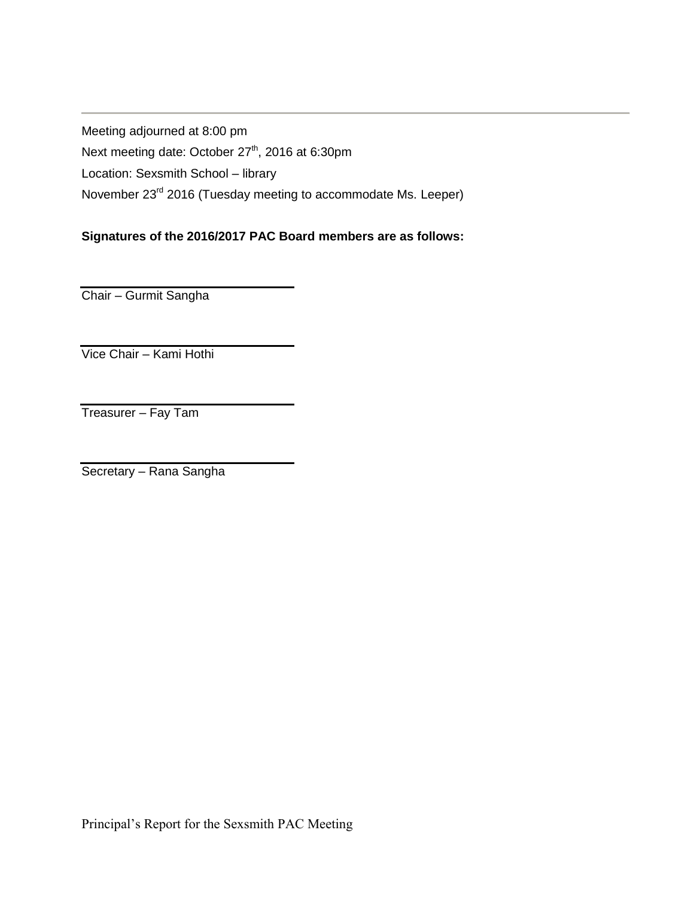---

Meeting adjourned at 8:00 pm

Next meeting date: October 27th, 2016 at 6:30pm

Location: Sexsmith School – library

November 23rd 2016 (Tuesday meeting to accommodate Ms. Leeper)

**Signatures of the 2016/2017 PAC Board members are as follows:**

\_\_\_\_\_\_\_\_\_\_\_\_\_\_\_\_\_\_\_\_\_\_\_\_\_\_\_\_
Chair – Gurmit Sangha

\_\_\_\_\_\_\_\_\_\_\_\_\_\_\_\_\_\_\_\_\_\_\_\_\_\_\_\_
Vice Chair – Kami Hothi

\_\_\_\_\_\_\_\_\_\_\_\_\_\_\_\_\_\_\_\_\_\_\_\_\_\_\_\_
Treasurer – Fay Tam

\_\_\_\_\_\_\_\_\_\_\_\_\_\_\_\_\_\_\_\_\_\_\_\_\_\_\_\_
Secretary – Rana Sangha

Principal's Report for the Sexsmith PAC Meeting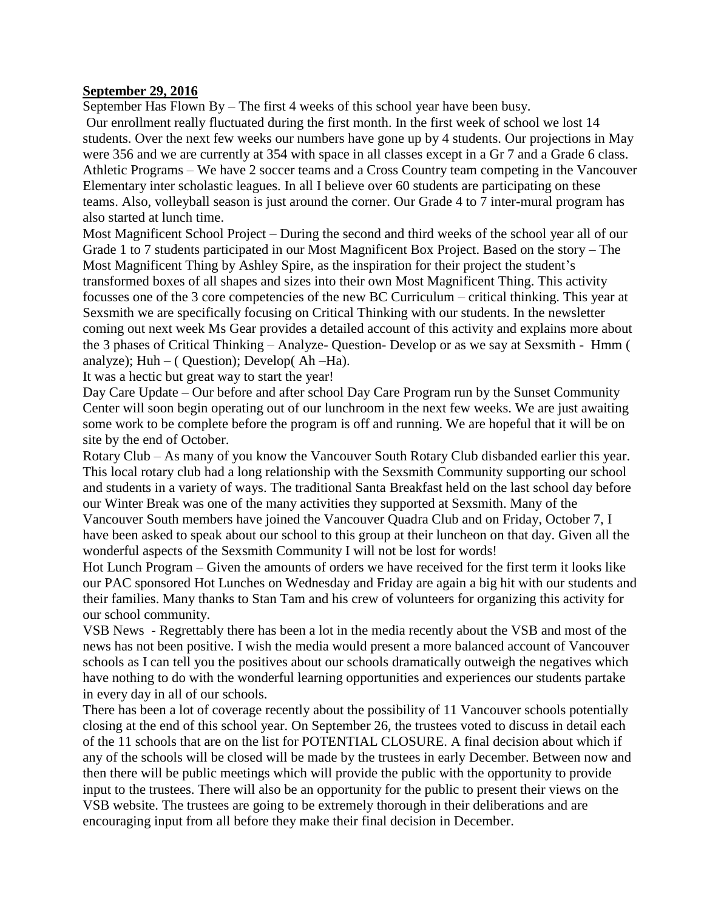**September 29, 2016**

September Has Flown By – The first 4 weeks of this school year have been busy.

Our enrollment really fluctuated during the first month. In the first week of school we lost 14 students. Over the next few weeks our numbers have gone up by 4 students. Our projections in May were 356 and we are currently at 354 with space in all classes except in a Gr 7 and a Grade 6 class.

Athletic Programs – We have 2 soccer teams and a Cross Country team competing in the Vancouver Elementary inter scholastic leagues. In all I believe over 60 students are participating on these teams. Also, volleyball season is just around the corner. Our Grade 4 to 7 inter-mural program has also started at lunch time.

Most Magnificent School Project – During the second and third weeks of the school year all of our Grade 1 to 7 students participated in our Most Magnificent Box Project. Based on the story – The Most Magnificent Thing by Ashley Spire, as the inspiration for their project the student's transformed boxes of all shapes and sizes into their own Most Magnificent Thing. This activity focusses one of the 3 core competencies of the new BC Curriculum – critical thinking. This year at Sexsmith we are specifically focusing on Critical Thinking with our students. In the newsletter coming out next week Ms Gear provides a detailed account of this activity and explains more about the 3 phases of Critical Thinking – Analyze- Question- Develop or as we say at Sexsmith - Hmm ( analyze); Huh – ( Question); Develop( Ah –Ha).

It was a hectic but great way to start the year!

Day Care Update – Our before and after school Day Care Program run by the Sunset Community Center will soon begin operating out of our lunchroom in the next few weeks. We are just awaiting some work to be complete before the program is off and running. We are hopeful that it will be on site by the end of October.

Rotary Club – As many of you know the Vancouver South Rotary Club disbanded earlier this year. This local rotary club had a long relationship with the Sexsmith Community supporting our school and students in a variety of ways. The traditional Santa Breakfast held on the last school day before our Winter Break was one of the many activities they supported at Sexsmith. Many of the Vancouver South members have joined the Vancouver Quadra Club and on Friday, October 7, I have been asked to speak about our school to this group at their luncheon on that day. Given all the wonderful aspects of the Sexsmith Community I will not be lost for words!

Hot Lunch Program – Given the amounts of orders we have received for the first term it looks like our PAC sponsored Hot Lunches on Wednesday and Friday are again a big hit with our students and their families. Many thanks to Stan Tam and his crew of volunteers for organizing this activity for our school community.

VSB News - Regrettably there has been a lot in the media recently about the VSB and most of the news has not been positive. I wish the media would present a more balanced account of Vancouver schools as I can tell you the positives about our schools dramatically outweigh the negatives which have nothing to do with the wonderful learning opportunities and experiences our students partake in every day in all of our schools.

There has been a lot of coverage recently about the possibility of 11 Vancouver schools potentially closing at the end of this school year. On September 26, the trustees voted to discuss in detail each of the 11 schools that are on the list for POTENTIAL CLOSURE. A final decision about which if any of the schools will be closed will be made by the trustees in early December. Between now and then there will be public meetings which will provide the public with the opportunity to provide input to the trustees. There will also be an opportunity for the public to present their views on the VSB website. The trustees are going to be extremely thorough in their deliberations and are encouraging input from all before they make their final decision in December.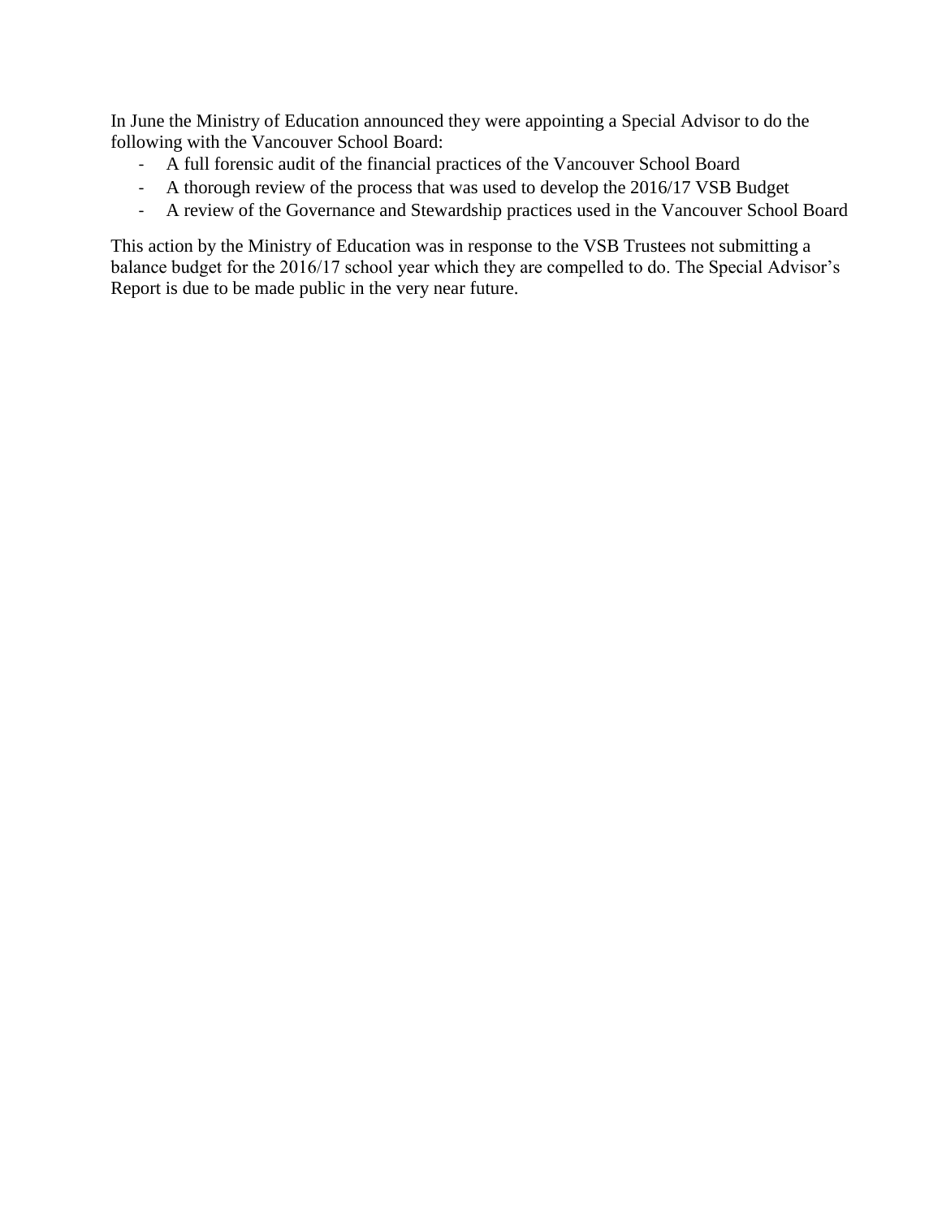In June the Ministry of Education announced they were appointing a Special Advisor to do the following with the Vancouver School Board:

- A full forensic audit of the financial practices of the Vancouver School Board
- A thorough review of the process that was used to develop the 2016/17 VSB Budget
- A review of the Governance and Stewardship practices used in the Vancouver School Board

This action by the Ministry of Education was in response to the VSB Trustees not submitting a balance budget for the 2016/17 school year which they are compelled to do. The Special Advisor's Report is due to be made public in the very near future.